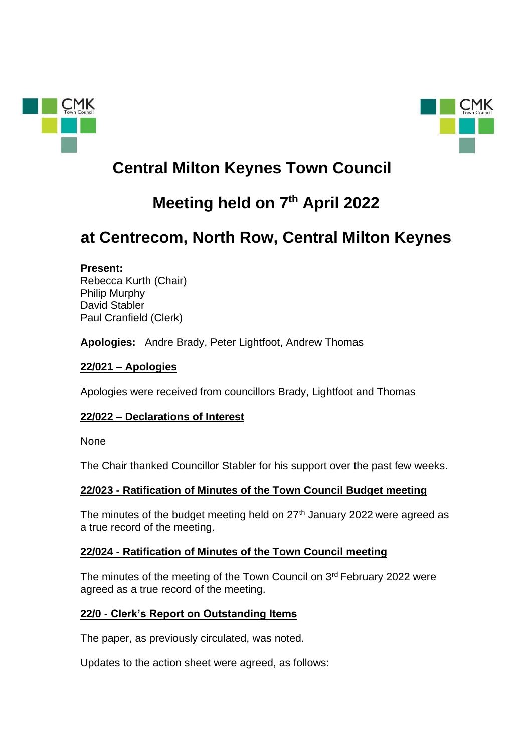# Central Milton Keynes Town Council

## Meeting held on 7th April 2022

## at Centrecom, North Row, Central Milton Keynes

**Present:**
Rebecca Kurth (Chair)
Philip Murphy
David Stabler
Paul Cranfield (Clerk)

**Apologies:** Andre Brady, Peter Lightfoot, Andrew Thomas

**22/021 – Apologies**

Apologies were received from councillors Brady, Lightfoot and Thomas

**22/022 – Declarations of Interest**

None

The Chair thanked Councillor Stabler for his support over the past few weeks.

**22/023 - Ratification of Minutes of the Town Council Budget meeting**

The minutes of the budget meeting held on 27th January 2022 were agreed as a true record of the meeting.

**22/024 - Ratification of Minutes of the Town Council meeting**

The minutes of the meeting of the Town Council on 3rd February 2022 were agreed as a true record of the meeting.

**22/0 - Clerk's Report on Outstanding Items**

The paper, as previously circulated, was noted.

Updates to the action sheet were agreed, as follows: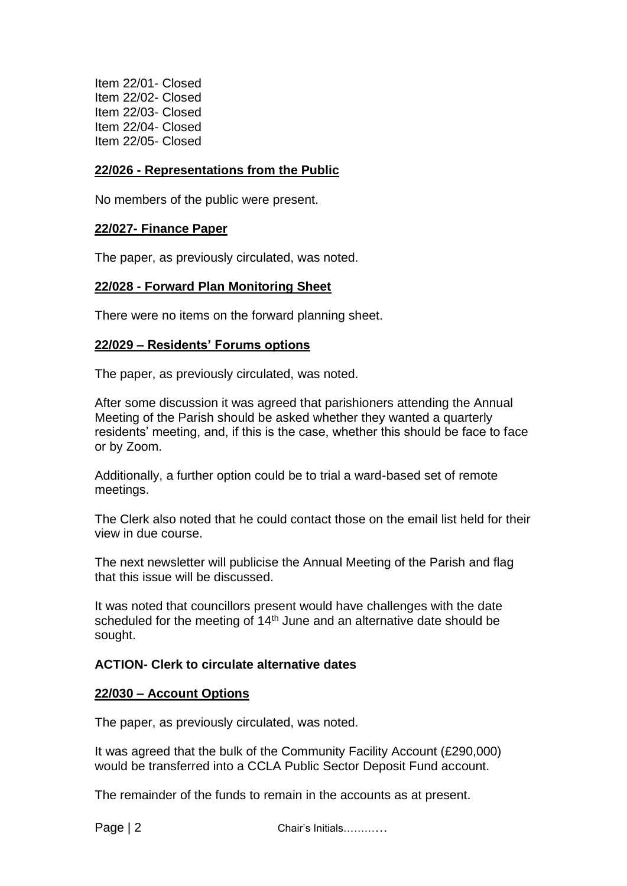Item 22/01- Closed
Item 22/02- Closed
Item 22/03- Closed
Item 22/04- Closed
Item 22/05- Closed

## 22/026 - Representations from the Public

No members of the public were present.

## 22/027- Finance Paper

The paper, as previously circulated, was noted.

## 22/028 - Forward Plan Monitoring Sheet

There were no items on the forward planning sheet.

## 22/029 – Residents' Forums options

The paper, as previously circulated, was noted.

After some discussion it was agreed that parishioners attending the Annual Meeting of the Parish should be asked whether they wanted a quarterly residents' meeting, and, if this is the case, whether this should be face to face or by Zoom.

Additionally, a further option could be to trial a ward-based set of remote meetings.

The Clerk also noted that he could contact those on the email list held for their view in due course.

The next newsletter will publicise the Annual Meeting of the Parish and flag that this issue will be discussed.

It was noted that councillors present would have challenges with the date scheduled for the meeting of 14th June and an alternative date should be sought.

**ACTION- Clerk to circulate alternative dates**

## 22/030 – Account Options

The paper, as previously circulated, was noted.

It was agreed that the bulk of the Community Facility Account (£290,000) would be transferred into a CCLA Public Sector Deposit Fund account.

The remainder of the funds to remain in the accounts as at present.

Chair's Initials………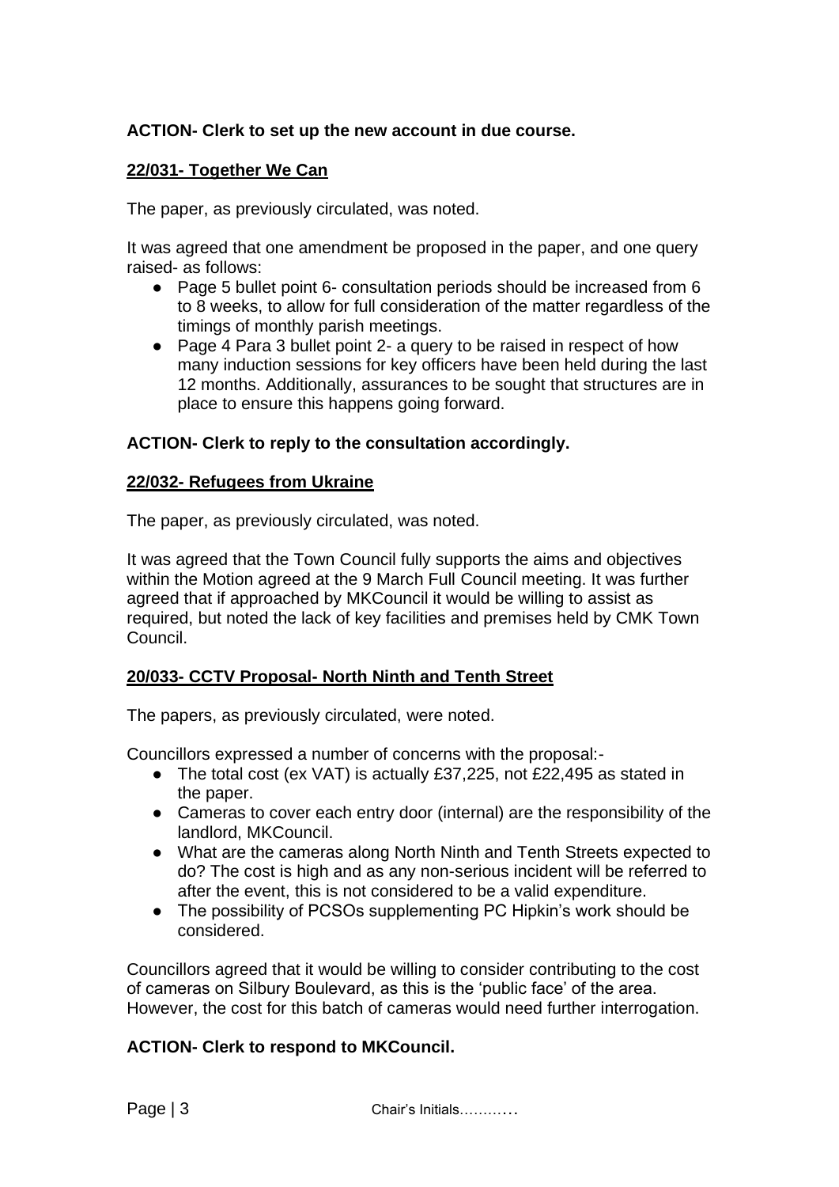**ACTION- Clerk to set up the new account in due course.**

## 22/031- Together We Can

The paper, as previously circulated, was noted.

It was agreed that one amendment be proposed in the paper, and one query raised- as follows:

- Page 5 bullet point 6- consultation periods should be increased from 6 to 8 weeks, to allow for full consideration of the matter regardless of the timings of monthly parish meetings.
- Page 4 Para 3 bullet point 2- a query to be raised in respect of how many induction sessions for key officers have been held during the last 12 months. Additionally, assurances to be sought that structures are in place to ensure this happens going forward.

**ACTION- Clerk to reply to the consultation accordingly.**

## 22/032- Refugees from Ukraine

The paper, as previously circulated, was noted.

It was agreed that the Town Council fully supports the aims and objectives within the Motion agreed at the 9 March Full Council meeting. It was further agreed that if approached by MKCouncil it would be willing to assist as required, but noted the lack of key facilities and premises held by CMK Town Council.

## 20/033- CCTV Proposal- North Ninth and Tenth Street

The papers, as previously circulated, were noted.

Councillors expressed a number of concerns with the proposal:-

- The total cost (ex VAT) is actually £37,225, not £22,495 as stated in the paper.
- Cameras to cover each entry door (internal) are the responsibility of the landlord, MKCouncil.
- What are the cameras along North Ninth and Tenth Streets expected to do? The cost is high and as any non-serious incident will be referred to after the event, this is not considered to be a valid expenditure.
- The possibility of PCSOs supplementing PC Hipkin's work should be considered.

Councillors agreed that it would be willing to consider contributing to the cost of cameras on Silbury Boulevard, as this is the 'public face' of the area. However, the cost for this batch of cameras would need further interrogation.

**ACTION- Clerk to respond to MKCouncil.**

Chair's Initials………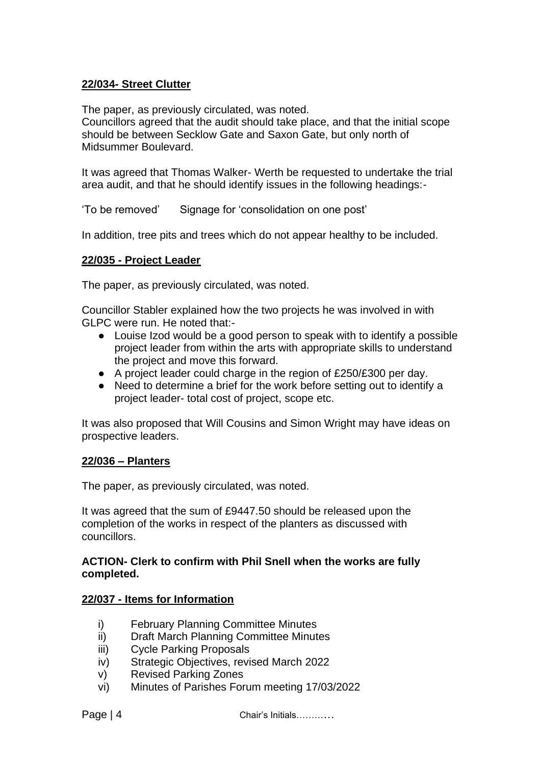**22/034- Street Clutter**

The paper, as previously circulated, was noted.
Councillors agreed that the audit should take place, and that the initial scope should be between Secklow Gate and Saxon Gate, but only north of Midsummer Boulevard.

It was agreed that Thomas Walker- Werth be requested to undertake the trial area audit, and that he should identify issues in the following headings:-

'To be removed'     Signage for 'consolidation on one post'

In addition, tree pits and trees which do not appear healthy to be included.

**22/035 - Project Leader**

The paper, as previously circulated, was noted.

Councillor Stabler explained how the two projects he was involved in with GLPC were run. He noted that:-

- Louise Izod would be a good person to speak with to identify a possible project leader from within the arts with appropriate skills to understand the project and move this forward.
- A project leader could charge in the region of £250/£300 per day.
- Need to determine a brief for the work before setting out to identify a project leader- total cost of project, scope etc.

It was also proposed that Will Cousins and Simon Wright may have ideas on prospective leaders.

**22/036 – Planters**

The paper, as previously circulated, was noted.

It was agreed that the sum of £9447.50 should be released upon the completion of the works in respect of the planters as discussed with councillors.

**ACTION- Clerk to confirm with Phil Snell when the works are fully completed.**

**22/037 - Items for Information**

i) February Planning Committee Minutes
ii) Draft March Planning Committee Minutes
iii) Cycle Parking Proposals
iv) Strategic Objectives, revised March 2022
v) Revised Parking Zones
vi) Minutes of Parishes Forum meeting 17/03/2022

Chair's Initials………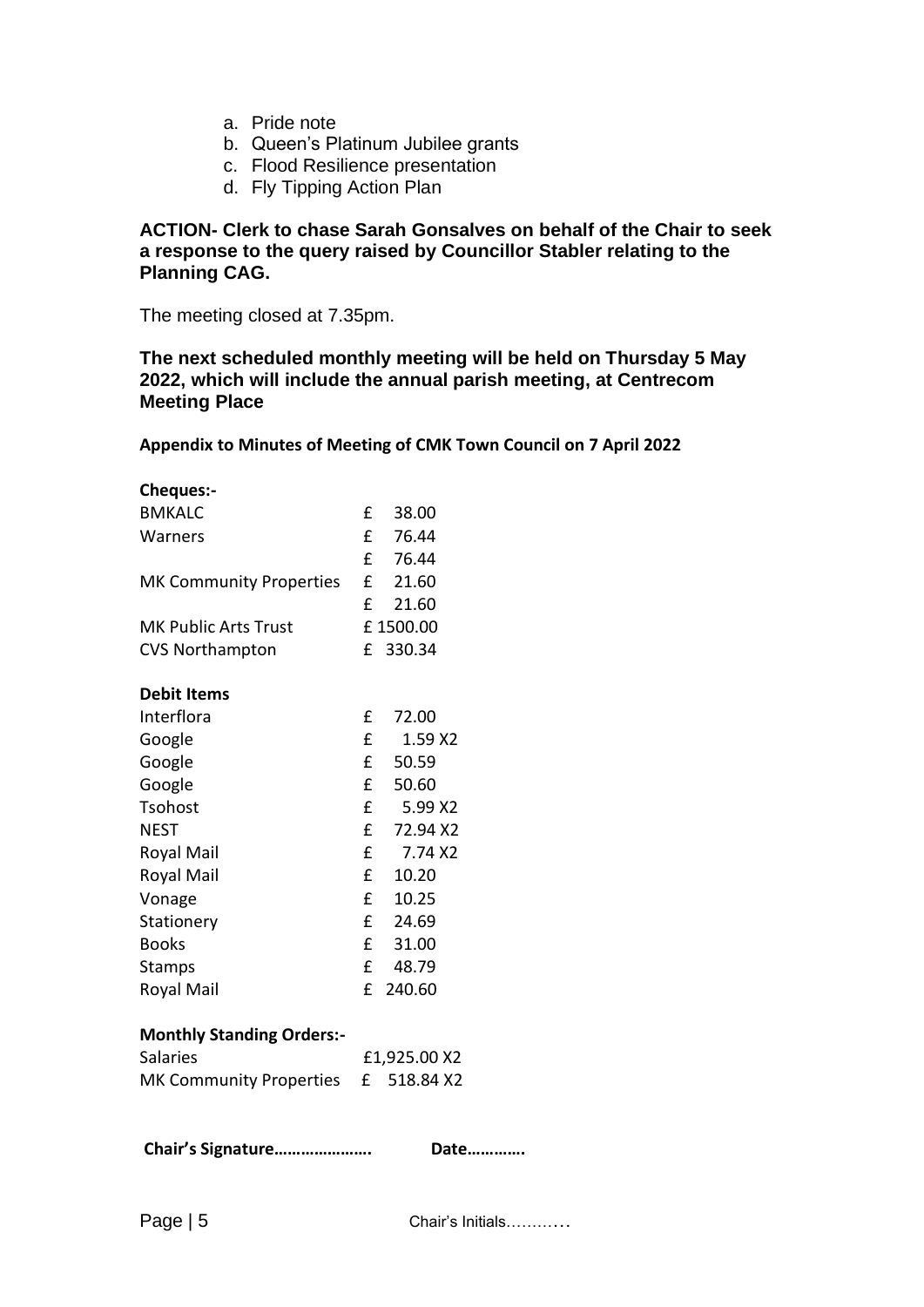a. Pride note
b. Queen's Platinum Jubilee grants
c. Flood Resilience presentation
d. Fly Tipping Action Plan

**ACTION- Clerk to chase Sarah Gonsalves on behalf of the Chair to seek a response to the query raised by Councillor Stabler relating to the Planning CAG.**

The meeting closed at 7.35pm.

**The next scheduled monthly meeting will be held on Thursday 5 May 2022, which will include the annual parish meeting, at Centrecom Meeting Place**

**Appendix to Minutes of Meeting of CMK Town Council on 7 April 2022**

**Cheques:-**

| | |
|---|---|
| BMKALC | £ 38.00 |
| Warners | £ 76.44 |
| | £ 76.44 |
| MK Community Properties | £ 21.60 |
| | £ 21.60 |
| MK Public Arts Trust | £ 1500.00 |
| CVS Northampton | £ 330.34 |

**Debit Items**

| | |
|---|---|
| Interflora | £ 72.00 |
| Google | £ 1.59 X2 |
| Google | £ 50.59 |
| Google | £ 50.60 |
| Tsohost | £ 5.99 X2 |
| NEST | £ 72.94 X2 |
| Royal Mail | £ 7.74 X2 |
| Royal Mail | £ 10.20 |
| Vonage | £ 10.25 |
| Stationery | £ 24.69 |
| Books | £ 31.00 |
| Stamps | £ 48.79 |
| Royal Mail | £ 240.60 |

**Monthly Standing Orders:-**

| | |
|---|---|
| Salaries | £1,925.00 X2 |
| MK Community Properties | £ 518.84 X2 |

**Chair's Signature…………………. Date………….**

Chair's Initials……….